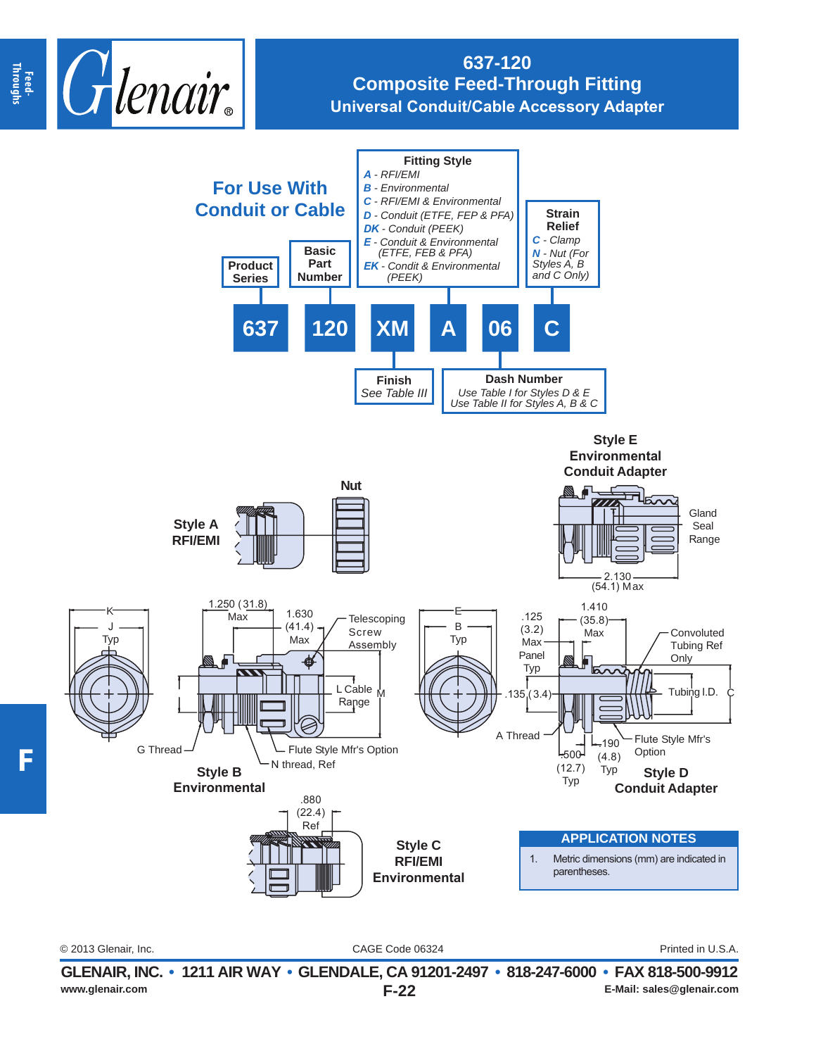# 637-120
## Composite Feed-Through Fitting
### Universal Conduit/Cable Accessory Adapter

**For Use With Conduit or Cable**

| 637 | 120 | XM | A | 06 | C |
|---|---|---|---|---|---|
| Product Series | Basic Part Number | Finish | Fitting Style | Dash Number | Strain Relief |

**Fitting Style**
- *A* - RFI/EMI
- *B* - Environmental
- *C* - RFI/EMI & Environmental
- *D* - Conduit (ETFE, FEP & PFA)
- *DK* - Conduit (PEEK)
- *E* - Conduit & Environmental (ETFE, FEB & PFA)
- *EK* - Condit & Environmental (PEEK)

**Strain Relief**
- *C* - Clamp
- *N* - Nut (For Styles A, B and C Only)

**Finish**
See Table III

**Dash Number**
Use Table I for Styles D & E
Use Table II for Styles A, B & C

**Style A RFI/EMI**

**Nut**

**Style E Environmental Conduit Adapter**

Gland Seal Range
2.130 (54.1) Max

K, J Typ
1.250 (31.8) Max
1.630 (41.4) Max
Telescoping Screw Assembly
L Cable Range
M
G Thread
Flute Style Mfr's Option
N thread, Ref

**Style B Environmental**

E, B Typ
.125 (3.2) Max Panel Typ
1.410 (35.8) Max
Convoluted Tubing Ref Only
Tubing I.D.
C
.135 (3.4)
A Thread
.190 (4.8) Typ
.500 (12.7) Typ
Flute Style Mfr's Option

**Style D Conduit Adapter**

.880 (22.4) Ref

**Style C RFI/EMI Environmental**

**APPLICATION NOTES**

1. Metric dimensions (mm) are indicated in parentheses.

© 2013 Glenair, Inc. CAGE Code 06324 Printed in U.S.A.

**GLENAIR, INC. • 1211 AIR WAY • GLENDALE, CA 91201-2497 • 818-247-6000 • FAX 818-500-9912**
www.glenair.com E-Mail: sales@glenair.com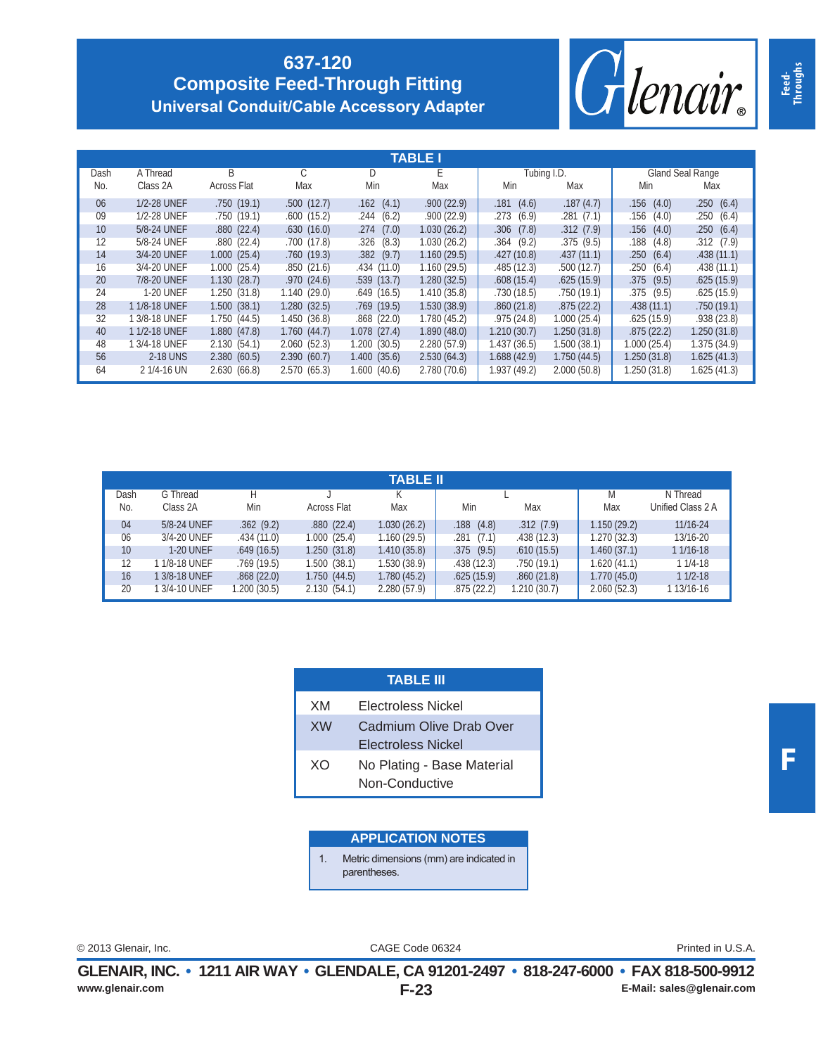# 637-120
## Composite Feed-Through Fitting
### Universal Conduit/Cable Accessory Adapter

Feed-Throughs

**TABLE I**

| Dash No. | A Thread Class 2A | B Across Flat | C Max | D Min | E Max | Tubing I.D. Min | Tubing I.D. Max | Gland Seal Range Min | Gland Seal Range Max |
|---|---|---|---|---|---|---|---|---|---|
| 06 | 1/2-28 UNEF | .750 (19.1) | .500 (12.7) | .162 (4.1) | .900 (22.9) | .181 (4.6) | .187 (4.7) | .156 (4.0) | .250 (6.4) |
| 09 | 1/2-28 UNEF | .750 (19.1) | .600 (15.2) | .244 (6.2) | .900 (22.9) | .273 (6.9) | .281 (7.1) | .156 (4.0) | .250 (6.4) |
| 10 | 5/8-24 UNEF | .880 (22.4) | .630 (16.0) | .274 (7.0) | 1.030 (26.2) | .306 (7.8) | .312 (7.9) | .156 (4.0) | .250 (6.4) |
| 12 | 5/8-24 UNEF | .880 (22.4) | .700 (17.8) | .326 (8.3) | 1.030 (26.2) | .364 (9.2) | .375 (9.5) | .188 (4.8) | .312 (7.9) |
| 14 | 3/4-20 UNEF | 1.000 (25.4) | .760 (19.3) | .382 (9.7) | 1.160 (29.5) | .427 (10.8) | .437 (11.1) | .250 (6.4) | .438 (11.1) |
| 16 | 3/4-20 UNEF | 1.000 (25.4) | .850 (21.6) | .434 (11.0) | 1.160 (29.5) | .485 (12.3) | .500 (12.7) | .250 (6.4) | .438 (11.1) |
| 20 | 7/8-20 UNEF | 1.130 (28.7) | .970 (24.6) | .539 (13.7) | 1.280 (32.5) | .608 (15.4) | .625 (15.9) | .375 (9.5) | .625 (15.9) |
| 24 | 1-20 UNEF | 1.250 (31.8) | 1.140 (29.0) | .649 (16.5) | 1.410 (35.8) | .730 (18.5) | .750 (19.1) | .375 (9.5) | .625 (15.9) |
| 28 | 1 1/8-18 UNEF | 1.500 (38.1) | 1.280 (32.5) | .769 (19.5) | 1.530 (38.9) | .860 (21.8) | .875 (22.2) | .438 (11.1) | .750 (19.1) |
| 32 | 1 3/8-18 UNEF | 1.750 (44.5) | 1.450 (36.8) | .868 (22.0) | 1.780 (45.2) | .975 (24.8) | 1.000 (25.4) | .625 (15.9) | .938 (23.8) |
| 40 | 1 1/2-18 UNEF | 1.880 (47.8) | 1.760 (44.7) | 1.078 (27.4) | 1.890 (48.0) | 1.210 (30.7) | 1.250 (31.8) | .875 (22.2) | 1.250 (31.8) |
| 48 | 1 3/4-18 UNEF | 2.130 (54.1) | 2.060 (52.3) | 1.200 (30.5) | 2.280 (57.9) | 1.437 (36.5) | 1.500 (38.1) | 1.000 (25.4) | 1.375 (34.9) |
| 56 | 2-18 UNS | 2.380 (60.5) | 2.390 (60.7) | 1.400 (35.6) | 2.530 (64.3) | 1.688 (42.9) | 1.750 (44.5) | 1.250 (31.8) | 1.625 (41.3) |
| 64 | 2 1/4-16 UN | 2.630 (66.8) | 2.570 (65.3) | 1.600 (40.6) | 2.780 (70.6) | 1.937 (49.2) | 2.000 (50.8) | 1.250 (31.8) | 1.625 (41.3) |

**TABLE II**

| Dash No. | G Thread Class 2A | H Min | J Across Flat | K Max | L Min | L Max | M Max | N Thread Unified Class 2 A |
|---|---|---|---|---|---|---|---|---|
| 04 | 5/8-24 UNEF | .362 (9.2) | .880 (22.4) | 1.030 (26.2) | .188 (4.8) | .312 (7.9) | 1.150 (29.2) | 11/16-24 |
| 06 | 3/4-20 UNEF | .434 (11.0) | 1.000 (25.4) | 1.160 (29.5) | .281 (7.1) | .438 (12.3) | 1.270 (32.3) | 13/16-20 |
| 10 | 1-20 UNEF | .649 (16.5) | 1.250 (31.8) | 1.410 (35.8) | .375 (9.5) | .610 (15.5) | 1.460 (37.1) | 1 1/16-18 |
| 12 | 1 1/8-18 UNEF | .769 (19.5) | 1.500 (38.1) | 1.530 (38.9) | .438 (12.3) | .750 (19.1) | 1.620 (41.1) | 1 1/4-18 |
| 16 | 1 3/8-18 UNEF | .868 (22.0) | 1.750 (44.5) | 1.780 (45.2) | .625 (15.9) | .860 (21.8) | 1.770 (45.0) | 1 1/2-18 |
| 20 | 1 3/4-10 UNEF | 1.200 (30.5) | 2.130 (54.1) | 2.280 (57.9) | .875 (22.2) | 1.210 (30.7) | 2.060 (52.3) | 1 13/16-16 |

**TABLE III**

| | |
|---|---|
| XM | Electroless Nickel |
| XW | Cadmium Olive Drab Over Electroless Nickel |
| XO | No Plating - Base Material Non-Conductive |

**APPLICATION NOTES**

1. Metric dimensions (mm) are indicated in parentheses.

F

© 2013 Glenair, Inc. CAGE Code 06324 Printed in U.S.A.

**GLENAIR, INC. • 1211 AIR WAY • GLENDALE, CA 91201-2497 • 818-247-6000 • FAX 818-500-9912**

www.glenair.com E-Mail: sales@glenair.com